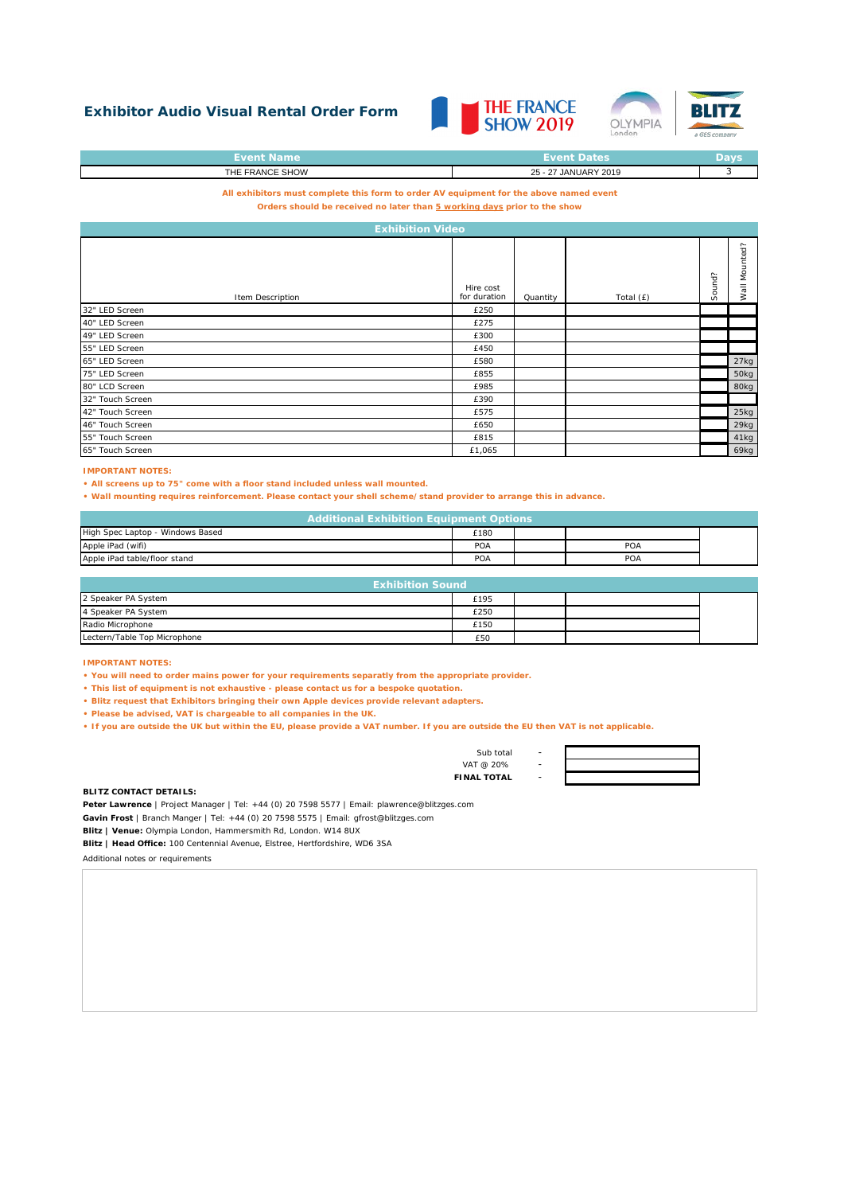# Exhibitor Audio Visual Rental Order Form

THE FRANCE SHOW 2019 | OLYMPIA London | BLITZ a GES company

| Event Name | Event Dates | Days |
|---|---|---|
| THE FRANCE SHOW | 25 - 27 JANUARY 2019 | 3 |

**All exhibitors must complete this form to order AV equipment for the above named event**

**Orders should be received no later than 5 working days prior to the show**

## Exhibition Video

| Item Description | Hire cost for duration | Quantity | Total (£) | Sound? | Wall Mounted? |
|---|---|---|---|---|---|
| 32" LED Screen | £250 | | | | |
| 40" LED Screen | £275 | | | | |
| 49" LED Screen | £300 | | | | |
| 55" LED Screen | £450 | | | | |
| 65" LED Screen | £580 | | | | 27kg |
| 75" LED Screen | £855 | | | | 50kg |
| 80" LCD Screen | £985 | | | | 80kg |
| 32" Touch Screen | £390 | | | | |
| 42" Touch Screen | £575 | | | | 25kg |
| 46" Touch Screen | £650 | | | | 29kg |
| 55" Touch Screen | £815 | | | | 41kg |
| 65" Touch Screen | £1,065 | | | | 69kg |

**IMPORTANT NOTES:**

- **All screens up to 75" come with a floor stand included unless wall mounted.**
- **Wall mounting requires reinforcement. Please contact your shell scheme/ stand provider to arrange this in advance.**

## Additional Exhibition Equipment Options

| Item Description | Hire cost for duration | Quantity | Total (£) | |
|---|---|---|---|---|
| High Spec Laptop - Windows Based | £180 | | | |
| Apple iPad (wifi) | POA | | POA | |
| Apple iPad table/floor stand | POA | | POA | |

## Exhibition Sound

| Item Description | Hire cost for duration | Quantity | Total (£) | |
|---|---|---|---|---|
| 2 Speaker PA System | £195 | | | |
| 4 Speaker PA System | £250 | | | |
| Radio Microphone | £150 | | | |
| Lectern/Table Top Microphone | £50 | | | |

**IMPORTANT NOTES:**

- **You will need to order mains power for your requirements separatly from the appropriate provider.**
- **This list of equipment is not exhaustive - please contact us for a bespoke quotation.**
- **Blitz request that Exhibitors bringing their own Apple devices provide relevant adapters.**
- **Please be advised, VAT is chargeable to all companies in the UK.**
- **If you are outside the UK but within the EU, please provide a VAT number. If you are outside the EU then VAT is not applicable.**

| | | |
|---|---|---|
| Sub total | - | |
| VAT @ 20% | - | |
| **FINAL TOTAL** | - | |

**BLITZ CONTACT DETAILS:**

**Peter Lawrence** | Project Manager | Tel: +44 (0) 20 7598 5577 | Email: plawrence@blitzges.com

**Gavin Frost** | Branch Manger | Tel: +44 (0) 20 7598 5575 | Email: gfrost@blitzges.com

**Blitz | Venue:** Olympia London, Hammersmith Rd, London. W14 8UX

**Blitz | Head Office:** 100 Centennial Avenue, Elstree, Hertfordshire, WD6 3SA

Additional notes or requirements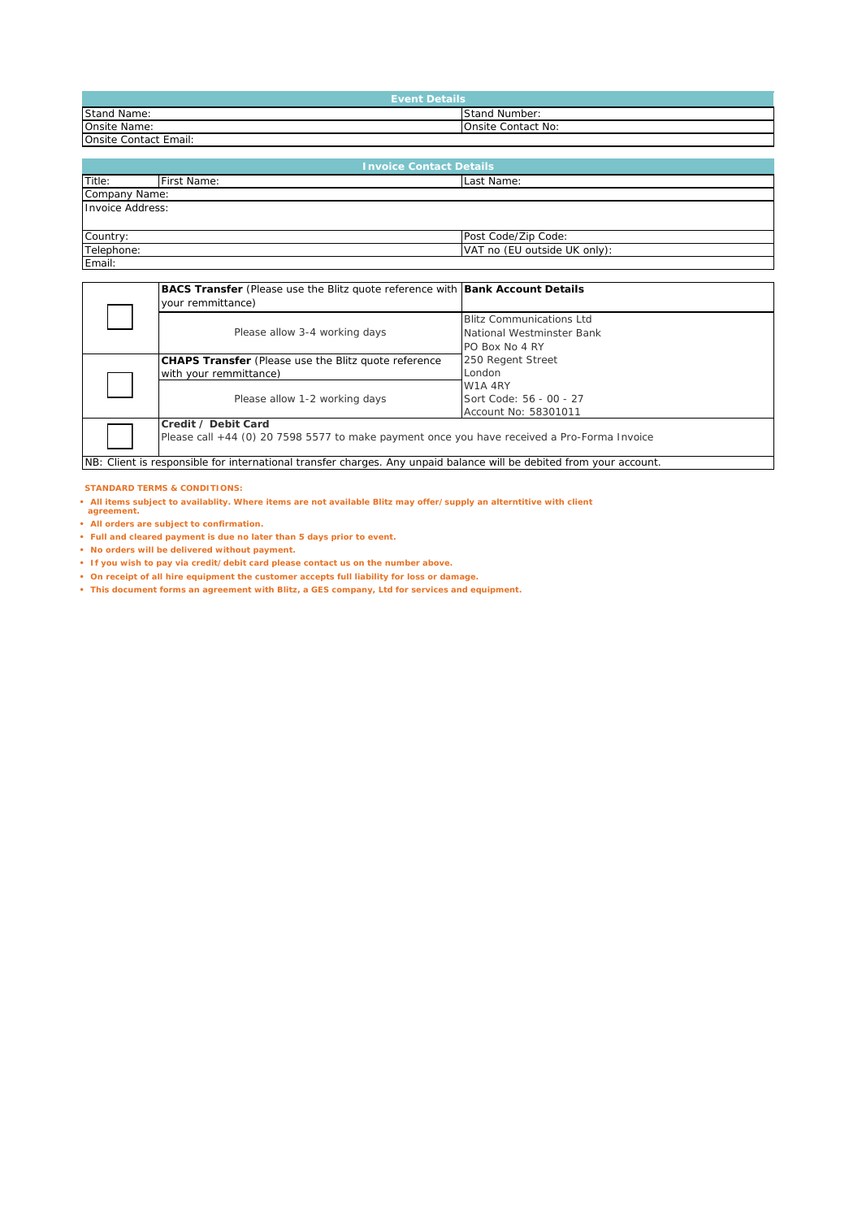| Event Details | |
|---|---|
| Stand Name: | Stand Number: |
| Onsite Name: | Onsite Contact No: |
| Onsite Contact Email: | |

| Invoice Contact Details | | |
|---|---|---|
| Title: | First Name: | Last Name: |
| Company Name: | | |
| Invoice Address: | | |
| Country: | | Post Code/Zip Code: |
| Telephone: | | VAT no (EU outside UK only): |
| Email: | | |

| | | |
|---|---|---|
| ☐ | **BACS Transfer** (Please use the Blitz quote reference with your remmittance) | **Bank Account Details** |
| | Please allow 3-4 working days | Blitz Communications Ltd<br>National Westminster Bank<br>PO Box No 4 RY |
| ☐ | **CHAPS Transfer** (Please use the Blitz quote reference with your remmittance) | 250 Regent Street<br>London |
| | Please allow 1-2 working days | W1A 4RY<br>Sort Code: 56 - 00 - 27<br>Account No: 58301011 |
| ☐ | **Credit / Debit Card**<br>Please call +44 (0) 20 7598 5577 to make payment once you have received a Pro-Forma Invoice | |
| NB: Client is responsible for international transfer charges. Any unpaid balance will be debited from your account. | | |

**STANDARD TERMS & CONDITIONS:**

- **All items subject to availablity. Where items are not available Blitz may offer/supply an alterntitive with client agreement.**
- **All orders are subject to confirmation.**
- **Full and cleared payment is due no later than 5 days prior to event.**
- **No orders will be delivered without payment.**
- **If you wish to pay via credit/debit card please contact us on the number above.**
- **On receipt of all hire equipment the customer accepts full liability for loss or damage.**
- **This document forms an agreement with Blitz, a GES company, Ltd for services and equipment.**